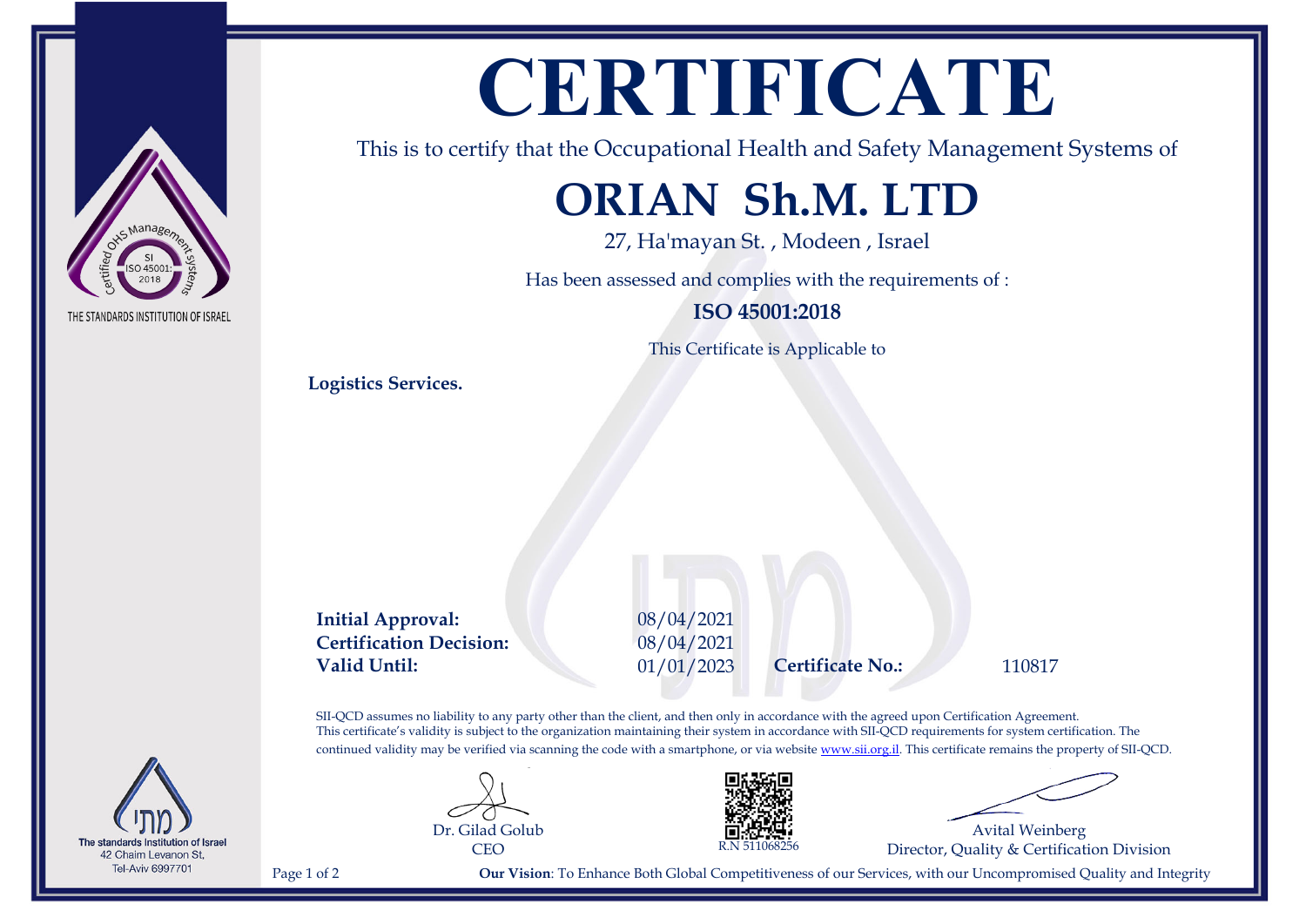THE STANDARDS INSTITUTION OF ISRAEL

# CERTIFICATE

This is to certify that the Occupational Health and Safety Management Systems of

## ORIAN Sh.M. LTD

27, Ha'mayan St. , Modeen , Israel

Has been assessed and complies with the requirements of :

**ISO 45001:2018**

This Certificate is Applicable to

**Logistics Services.**

| | |
|---|---|
| **Initial Approval:** | 08/04/2021 |
| **Certification Decision:** | 08/04/2021 |
| **Valid Until:** | 01/01/2023 |
| **Certificate No.:** | 110817 |

SII-QCD assumes no liability to any party other than the client, and then only in accordance with the agreed upon Certification Agreement. This certificate's validity is subject to the organization maintaining their system in accordance with SII-QCD requirements for system certification. The continued validity may be verified via scanning the code with a smartphone, or via website www.sii.org.il. This certificate remains the property of SII-QCD.

Dr. Gilad Golub
CEO

R.N 511068256

Avital Weinberg
Director, Quality & Certification Division

The standards Institution of Israel
42 Chaim Levanon St,
Tel-Aviv 6997701

**Our Vision**: To Enhance Both Global Competitiveness of our Services, with our Uncompromised Quality and Integrity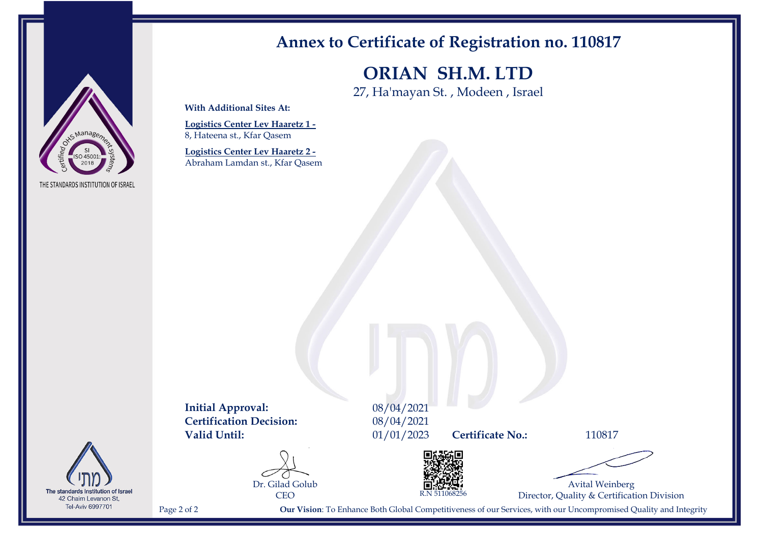# Annex to Certificate of Registration no. 110817

## ORIAN SH.M. LTD

27, Ha'mayan St. , Modeen , Israel

**With Additional Sites At:**

**Logistics Center Lev Haaretz 1 -**
8, Hateena st., Kfar Qasem

**Logistics Center Lev Haaretz 2 -**
Abraham Lamdan st., Kfar Qasem

**Initial Approval:** 08/04/2021
**Certification Decision:** 08/04/2021
**Valid Until:** 01/01/2023 **Certificate No.:** 110817

Dr. Gilad Golub
CEO

R.N 511068256

Avital Weinberg
Director, Quality & Certification Division

**Our Vision**: To Enhance Both Global Competitiveness of our Services, with our Uncompromised Quality and Integrity

THE STANDARDS INSTITUTION OF ISRAEL

The standards Institution of Israel
42 Chaim Levanon St,
Tel-Aviv 6997701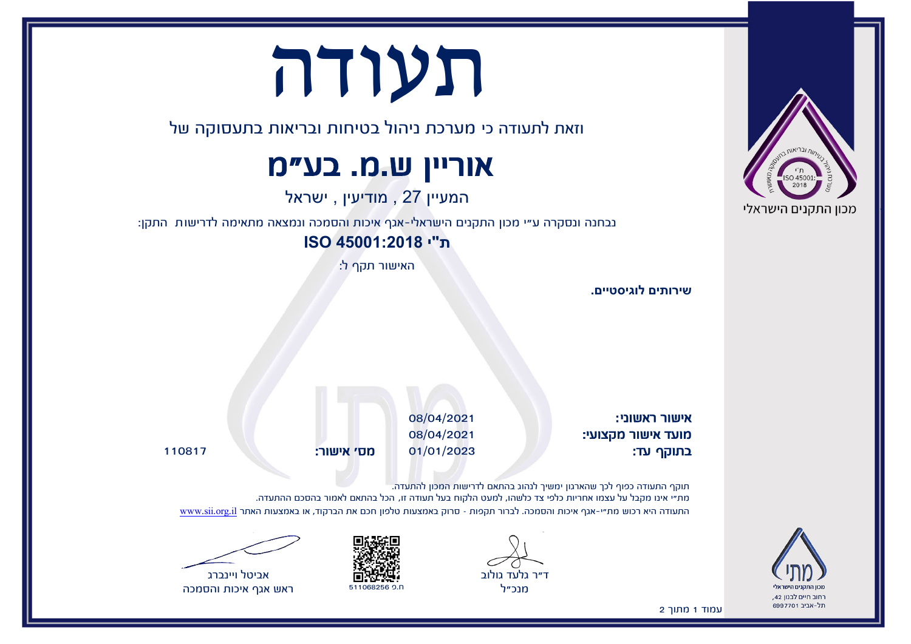# תעודה

וזאת לתעודה כי מערכת ניהול בטיחות ובריאות בתעסוקה של

## אוריין ש.מ. בע"מ

המעיין 27 , מודיעין , ישראל

נבחנה ונסקרה ע"י מכון התקנים הישראלי-אגף איכות והסמכה ונמצאה מתאימה לדרישות התקן:

**ת"י ISO 45001:2018**

האישור תקף ל:

**שירותים לוגיסטיים.**

**אישור ראשוני:** 08/04/2021

**מועד אישור מקצועי:** 08/04/2021

**בתוקף עד:** 01/01/2023

**מס' אישור:** 110817

תוקף התעודה כפוף לכך שהארגון ימשיך לנהוג בהתאם לדרישות המכון להתעדה.

מת"י אינו מקבל על עצמו אחריות כלפי צד כלשהו, למעט הלקוח בעל תעודה זו, הכל בהתאם לאמור בהסכם ההתעדה.

התעודה היא רכוש מת"י-אגף איכות והסמכה. לברור תקפות - סרוק באמצעות טלפון חכם את הברקוד, או באמצעות האתר www.sii.org.il

ד"ר גלעד גולוב
מנכ"ל

ח.פ 511068256

אביטל ויינברג
ראש אגף איכות והסמכה

מכון התקנים הישראלי
רחוב חיים לבנון 42,
תל-אביב 6997701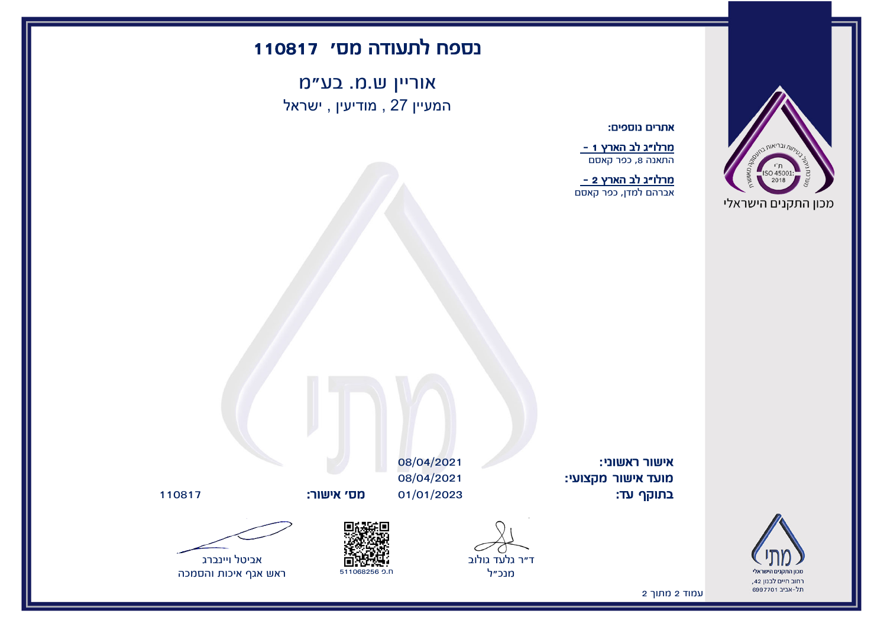# נספח לתעודה מס' 110817

## אוריין ש.מ. בע"מ

המעיין 27 , מודיעין , ישראל

**אתרים נוספים:**

**מרלו"ג לב הארץ 1 -**
התאנה 8, כפר קאסם

**מרלו"ג לב הארץ 2 -**
אברהם למדן, כפר קאסם

ISO 45001:2018

מכון התקנים הישראלי

**אישור ראשוני:** 08/04/2021

**מועד אישור מקצועי:** 08/04/2021

**בתוקף עד:** 01/01/2023

**מס' אישור:** 110817

ד"ר גלעד גולוב
מנכ"ל

ח.פ 511068256

אביטל ויינברג
ראש אגף איכות והסמכה

מכון התקנים הישראלי
רחוב חיים לבנון 42,
תל-אביב 6997701